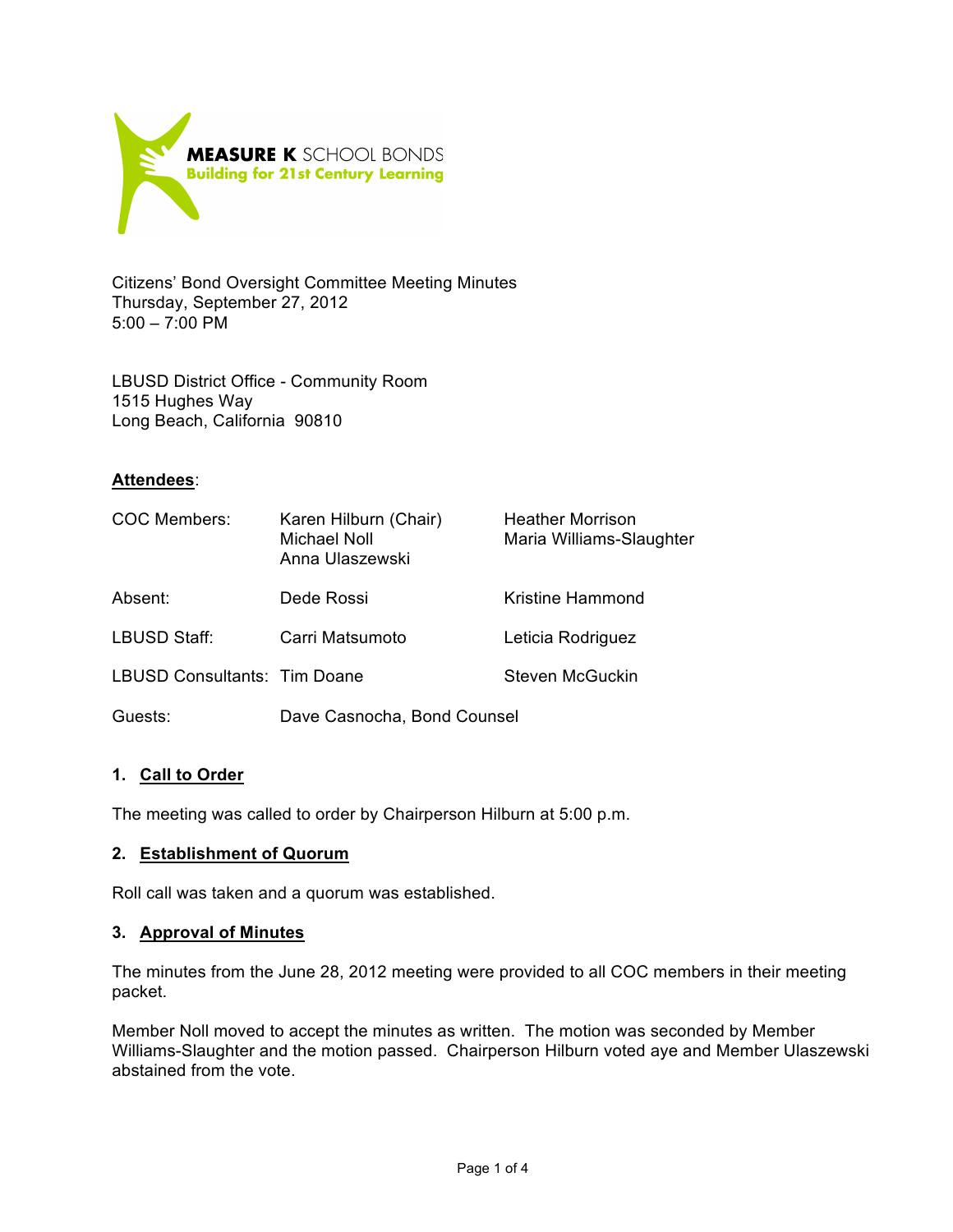**MEASURE K** SCHOOL BONDS
**Building for 21st Century Learning**

Citizens' Bond Oversight Committee Meeting Minutes
Thursday, September 27, 2012
5:00 – 7:00 PM

LBUSD District Office - Community Room
1515 Hughes Way
Long Beach, California 90810

**Attendees**:

| | | |
|---|---|---|
| COC Members: | Karen Hilburn (Chair)<br>Michael Noll<br>Anna Ulaszewski | Heather Morrison<br>Maria Williams-Slaughter |
| Absent: | Dede Rossi | Kristine Hammond |
| LBUSD Staff: | Carri Matsumoto | Leticia Rodriguez |
| LBUSD Consultants: | Tim Doane | Steven McGuckin |
| Guests: | Dave Casnocha, Bond Counsel | |

## 1. Call to Order

The meeting was called to order by Chairperson Hilburn at 5:00 p.m.

## 2. Establishment of Quorum

Roll call was taken and a quorum was established.

## 3. Approval of Minutes

The minutes from the June 28, 2012 meeting were provided to all COC members in their meeting packet.

Member Noll moved to accept the minutes as written. The motion was seconded by Member Williams-Slaughter and the motion passed. Chairperson Hilburn voted aye and Member Ulaszewski abstained from the vote.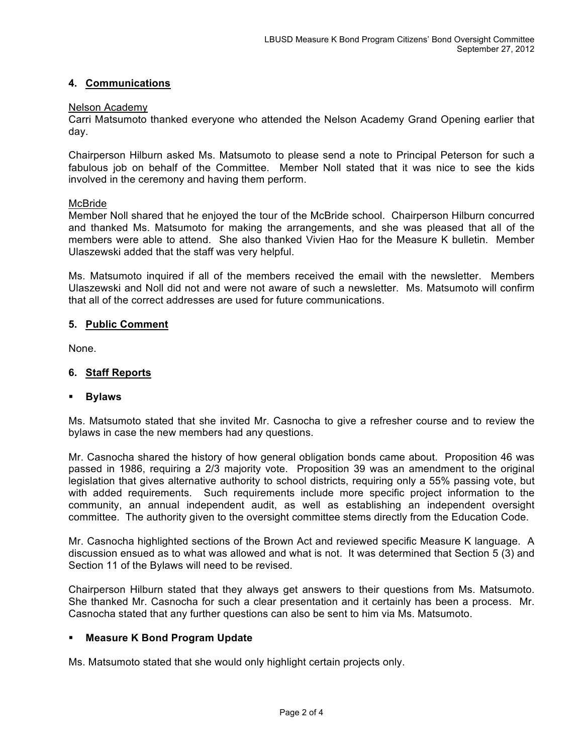## 4. Communications

Nelson Academy

Carri Matsumoto thanked everyone who attended the Nelson Academy Grand Opening earlier that day.

Chairperson Hilburn asked Ms. Matsumoto to please send a note to Principal Peterson for such a fabulous job on behalf of the Committee. Member Noll stated that it was nice to see the kids involved in the ceremony and having them perform.

McBride

Member Noll shared that he enjoyed the tour of the McBride school. Chairperson Hilburn concurred and thanked Ms. Matsumoto for making the arrangements, and she was pleased that all of the members were able to attend. She also thanked Vivien Hao for the Measure K bulletin. Member Ulaszewski added that the staff was very helpful.

Ms. Matsumoto inquired if all of the members received the email with the newsletter. Members Ulaszewski and Noll did not and were not aware of such a newsletter. Ms. Matsumoto will confirm that all of the correct addresses are used for future communications.

## 5. Public Comment

None.

## 6. Staff Reports

- **Bylaws**

Ms. Matsumoto stated that she invited Mr. Casnocha to give a refresher course and to review the bylaws in case the new members had any questions.

Mr. Casnocha shared the history of how general obligation bonds came about. Proposition 46 was passed in 1986, requiring a 2/3 majority vote. Proposition 39 was an amendment to the original legislation that gives alternative authority to school districts, requiring only a 55% passing vote, but with added requirements. Such requirements include more specific project information to the community, an annual independent audit, as well as establishing an independent oversight committee. The authority given to the oversight committee stems directly from the Education Code.

Mr. Casnocha highlighted sections of the Brown Act and reviewed specific Measure K language. A discussion ensued as to what was allowed and what is not. It was determined that Section 5 (3) and Section 11 of the Bylaws will need to be revised.

Chairperson Hilburn stated that they always get answers to their questions from Ms. Matsumoto. She thanked Mr. Casnocha for such a clear presentation and it certainly has been a process. Mr. Casnocha stated that any further questions can also be sent to him via Ms. Matsumoto.

- **Measure K Bond Program Update**

Ms. Matsumoto stated that she would only highlight certain projects only.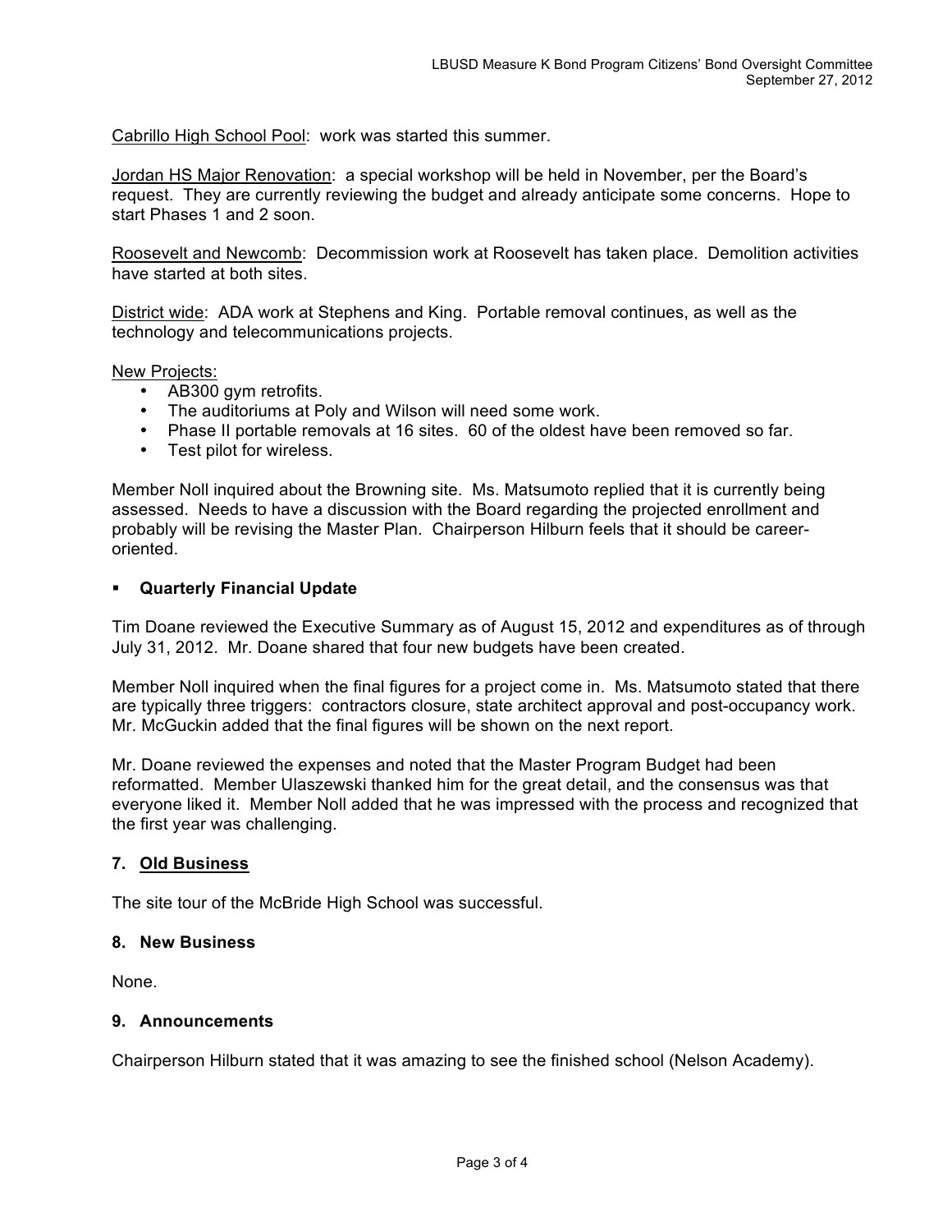Cabrillo High School Pool: work was started this summer.

Jordan HS Major Renovation: a special workshop will be held in November, per the Board's request. They are currently reviewing the budget and already anticipate some concerns. Hope to start Phases 1 and 2 soon.

Roosevelt and Newcomb: Decommission work at Roosevelt has taken place. Demolition activities have started at both sites.

District wide: ADA work at Stephens and King. Portable removal continues, as well as the technology and telecommunications projects.

New Projects:

- AB300 gym retrofits.
- The auditoriums at Poly and Wilson will need some work.
- Phase II portable removals at 16 sites. 60 of the oldest have been removed so far.
- Test pilot for wireless.

Member Noll inquired about the Browning site. Ms. Matsumoto replied that it is currently being assessed. Needs to have a discussion with the Board regarding the projected enrollment and probably will be revising the Master Plan. Chairperson Hilburn feels that it should be career-oriented.

- **Quarterly Financial Update**

Tim Doane reviewed the Executive Summary as of August 15, 2012 and expenditures as of through July 31, 2012. Mr. Doane shared that four new budgets have been created.

Member Noll inquired when the final figures for a project come in. Ms. Matsumoto stated that there are typically three triggers: contractors closure, state architect approval and post-occupancy work. Mr. McGuckin added that the final figures will be shown on the next report.

Mr. Doane reviewed the expenses and noted that the Master Program Budget had been reformatted. Member Ulaszewski thanked him for the great detail, and the consensus was that everyone liked it. Member Noll added that he was impressed with the process and recognized that the first year was challenging.

### 7. Old Business

The site tour of the McBride High School was successful.

### 8. New Business

None.

### 9. Announcements

Chairperson Hilburn stated that it was amazing to see the finished school (Nelson Academy).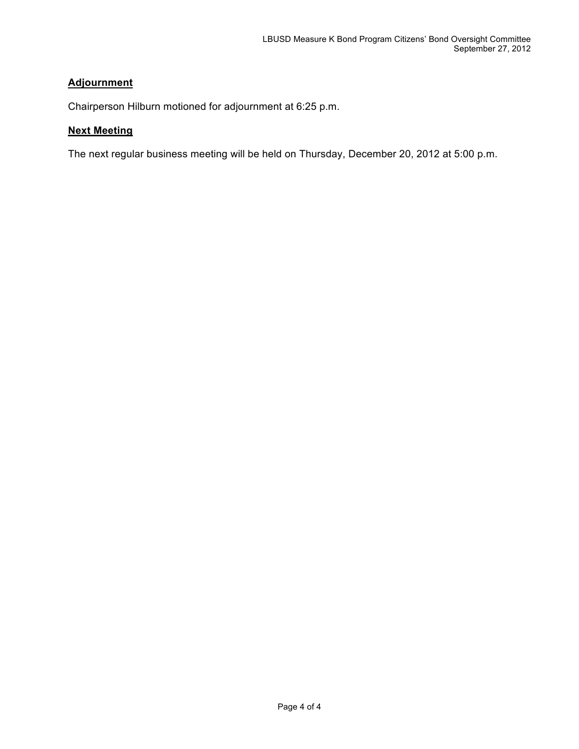## Adjournment

Chairperson Hilburn motioned for adjournment at 6:25 p.m.

## Next Meeting

The next regular business meeting will be held on Thursday, December 20, 2012 at 5:00 p.m.